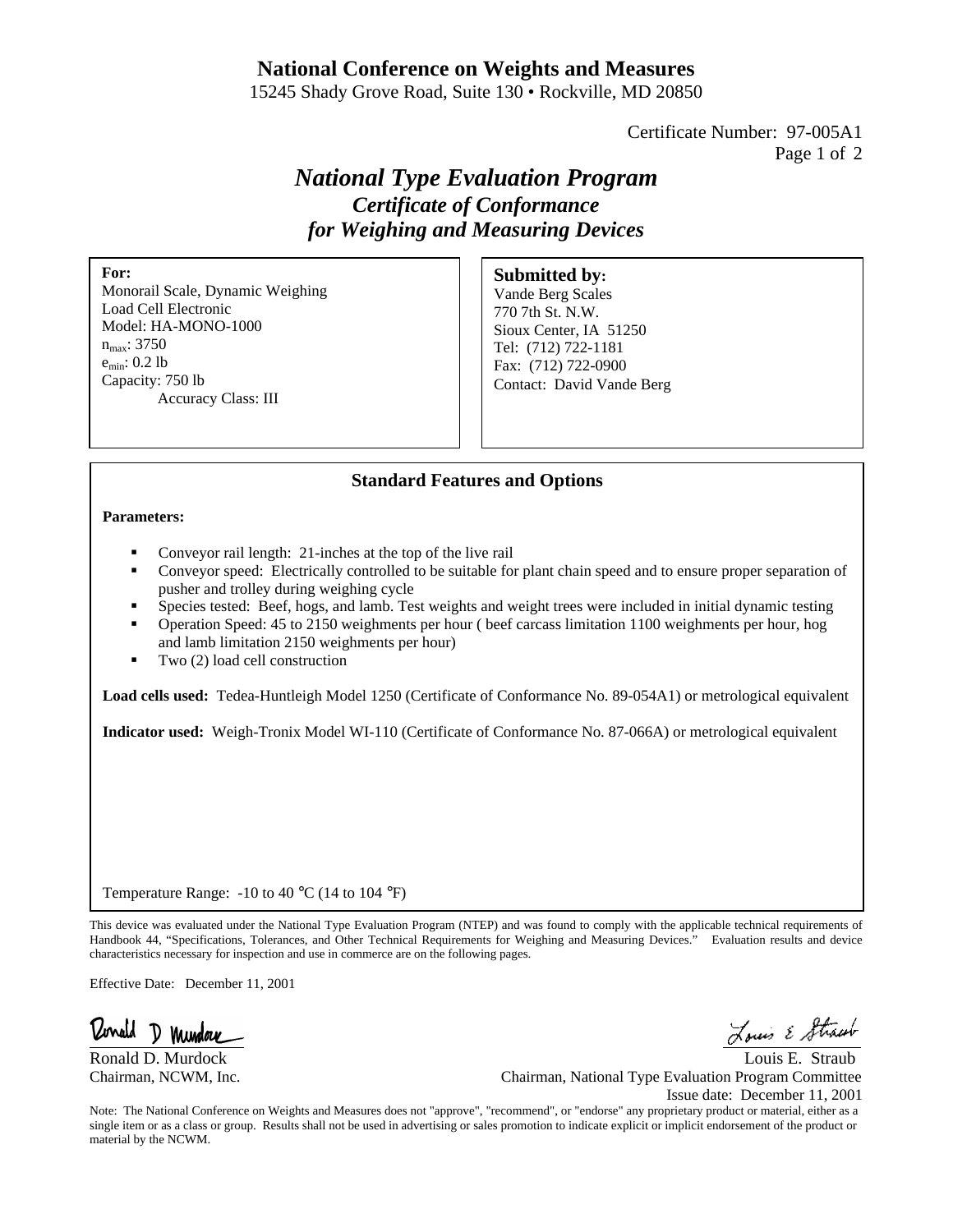# National Conference on Weights and Measures

15245 Shady Grove Road, Suite 130 • Rockville, MD 20850

Certificate Number: 97-005A1

## *National Type Evaluation Program*

### *Certificate of Conformance for Weighing and Measuring Devices*

**For:**
Monorail Scale, Dynamic Weighing
Load Cell Electronic
Model: HA-MONO-1000
$n_{max}$: 3750
$e_{min}$: 0.2 lb
Capacity: 750 lb
Accuracy Class: III

**Submitted by:**
Vande Berg Scales
770 7th St. N.W.
Sioux Center, IA 51250
Tel: (712) 722-1181
Fax: (712) 722-0900
Contact: David Vande Berg

### Standard Features and Options

**Parameters:**

- Conveyor rail length: 21-inches at the top of the live rail
- Conveyor speed: Electrically controlled to be suitable for plant chain speed and to ensure proper separation of pusher and trolley during weighing cycle
- Species tested: Beef, hogs, and lamb. Test weights and weight trees were included in initial dynamic testing
- Operation Speed: 45 to 2150 weighments per hour ( beef carcass limitation 1100 weighments per hour, hog and lamb limitation 2150 weighments per hour)
- Two (2) load cell construction

**Load cells used:** Tedea-Huntleigh Model 1250 (Certificate of Conformance No. 89-054A1) or metrological equivalent

**Indicator used:** Weigh-Tronix Model WI-110 (Certificate of Conformance No. 87-066A) or metrological equivalent

Temperature Range: -10 to 40 °C (14 to 104 °F)

This device was evaluated under the National Type Evaluation Program (NTEP) and was found to comply with the applicable technical requirements of Handbook 44, "Specifications, Tolerances, and Other Technical Requirements for Weighing and Measuring Devices." Evaluation results and device characteristics necessary for inspection and use in commerce are on the following pages.

Effective Date: December 11, 2001

Ronald D. Murdock
Chairman, NCWM, Inc.

Louis E. Straub
Chairman, National Type Evaluation Program Committee
Issue date: December 11, 2001

Note: The National Conference on Weights and Measures does not "approve", "recommend", or "endorse" any proprietary product or material, either as a single item or as a class or group. Results shall not be used in advertising or sales promotion to indicate explicit or implicit endorsement of the product or material by the NCWM.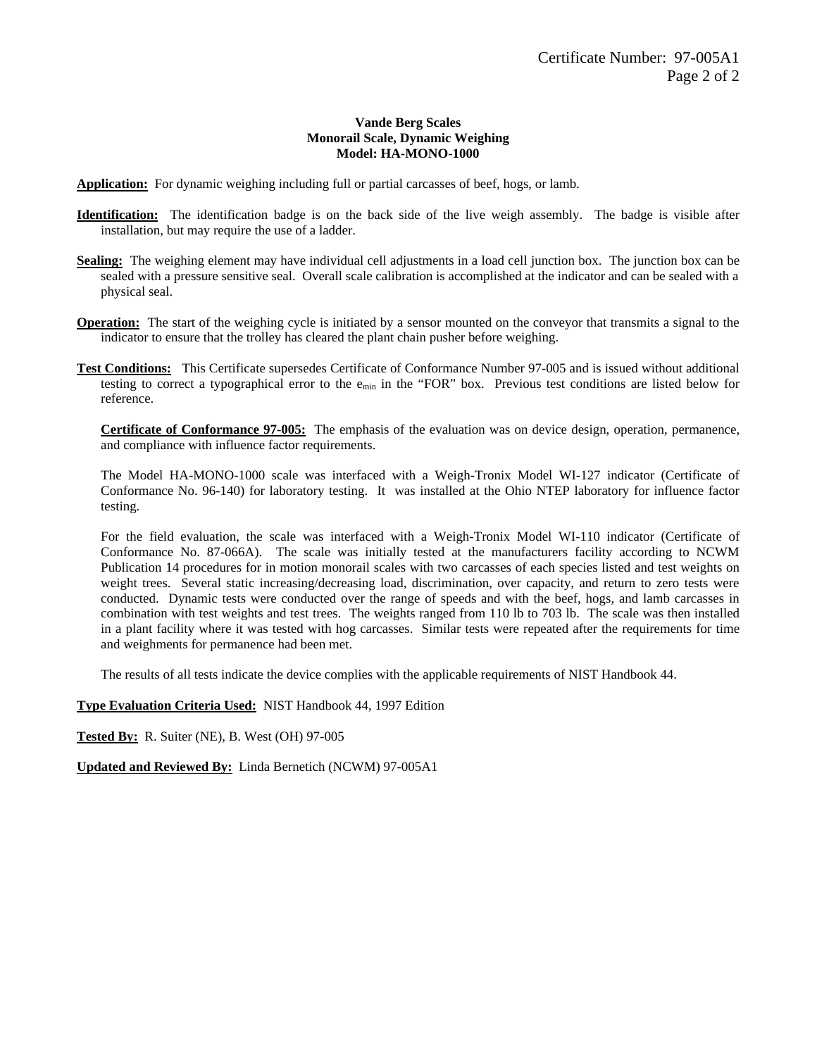**Vande Berg Scales**
**Monorail Scale, Dynamic Weighing**
**Model: HA-MONO-1000**

**Application:** For dynamic weighing including full or partial carcasses of beef, hogs, or lamb.

**Identification:** The identification badge is on the back side of the live weigh assembly. The badge is visible after installation, but may require the use of a ladder.

**Sealing:** The weighing element may have individual cell adjustments in a load cell junction box. The junction box can be sealed with a pressure sensitive seal. Overall scale calibration is accomplished at the indicator and can be sealed with a physical seal.

**Operation:** The start of the weighing cycle is initiated by a sensor mounted on the conveyor that transmits a signal to the indicator to ensure that the trolley has cleared the plant chain pusher before weighing.

**Test Conditions:** This Certificate supersedes Certificate of Conformance Number 97-005 and is issued without additional testing to correct a typographical error to the $e_{min}$ in the "FOR" box. Previous test conditions are listed below for reference.

**Certificate of Conformance 97-005:** The emphasis of the evaluation was on device design, operation, permanence, and compliance with influence factor requirements.

The Model HA-MONO-1000 scale was interfaced with a Weigh-Tronix Model WI-127 indicator (Certificate of Conformance No. 96-140) for laboratory testing. It was installed at the Ohio NTEP laboratory for influence factor testing.

For the field evaluation, the scale was interfaced with a Weigh-Tronix Model WI-110 indicator (Certificate of Conformance No. 87-066A). The scale was initially tested at the manufacturers facility according to NCWM Publication 14 procedures for in motion monorail scales with two carcasses of each species listed and test weights on weight trees. Several static increasing/decreasing load, discrimination, over capacity, and return to zero tests were conducted. Dynamic tests were conducted over the range of speeds and with the beef, hogs, and lamb carcasses in combination with test weights and test trees. The weights ranged from 110 lb to 703 lb. The scale was then installed in a plant facility where it was tested with hog carcasses. Similar tests were repeated after the requirements for time and weighments for permanence had been met.

The results of all tests indicate the device complies with the applicable requirements of NIST Handbook 44.

**Type Evaluation Criteria Used:** NIST Handbook 44, 1997 Edition

**Tested By:** R. Suiter (NE), B. West (OH) 97-005

**Updated and Reviewed By:** Linda Bernetich (NCWM) 97-005A1